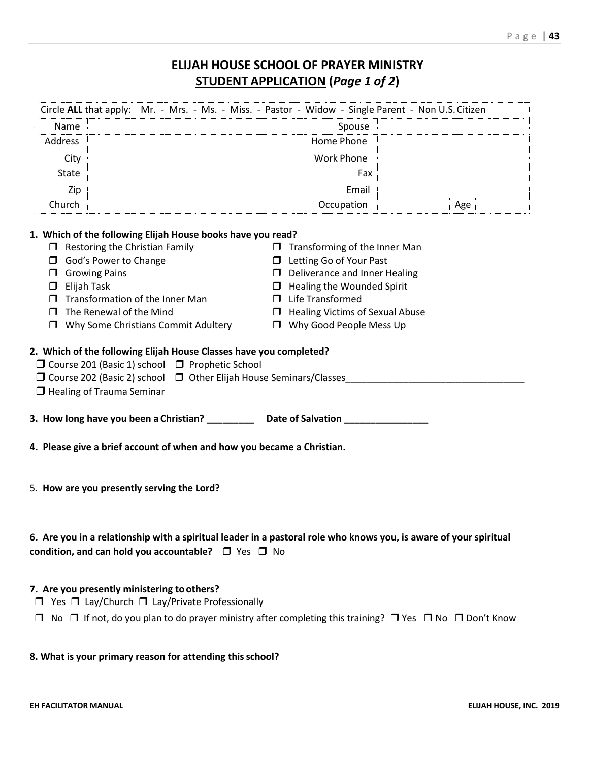# ELIJAH HOUSE SCHOOL OF PRAYER MINISTRY

## STUDENT APPLICATION (*Page 1 of 2*)

| Circle **ALL** that apply: Mr. - Mrs. - Ms. - Miss. - Pastor - Widow - Single Parent - Non U.S. Citizen | | | | | |
|---|---|---|---|---|---|
| Name | | Spouse | | | |
| Address | | Home Phone | | | |
| City | | Work Phone | | | |
| State | | Fax | | | |
| Zip | | Email | | | |
| Church | | Occupation | | Age | |

**1. Which of the following Elijah House books have you read?**

- ❒ Restoring the Christian Family
- ❒ God's Power to Change
- ❒ Growing Pains
- ❒ Elijah Task
- ❒ Transformation of the Inner Man
- ❒ The Renewal of the Mind
- ❒ Why Some Christians Commit Adultery
- ❒ Transforming of the Inner Man
- ❒ Letting Go of Your Past
- ❒ Deliverance and Inner Healing
- ❒ Healing the Wounded Spirit
- ❒ Life Transformed
- ❒ Healing Victims of Sexual Abuse
- ❒ Why Good People Mess Up

**2. Which of the following Elijah House Classes have you completed?**

- ❒ Course 201 (Basic 1) school
- ❒ Course 202 (Basic 2) school
- ❒ Healing of Trauma Seminar
- ❒ Prophetic School
- ❒ Other Elijah House Seminars/Classes__________________________________

**3. How long have you been a Christian? _________ Date of Salvation ________________**

**4. Please give a brief account of when and how you became a Christian.**

5. **How are you presently serving the Lord?**

**6. Are you in a relationship with a spiritual leader in a pastoral role who knows you, is aware of your spiritual condition, and can hold you accountable?** ❒ Yes ❒ No

**7. Are you presently ministering to others?**

❒ Yes ❒ Lay/Church ❒ Lay/Private Professionally

❒ No ❒ If not, do you plan to do prayer ministry after completing this training? ❒ Yes ❒ No ❒ Don't Know

**8. What is your primary reason for attending this school?**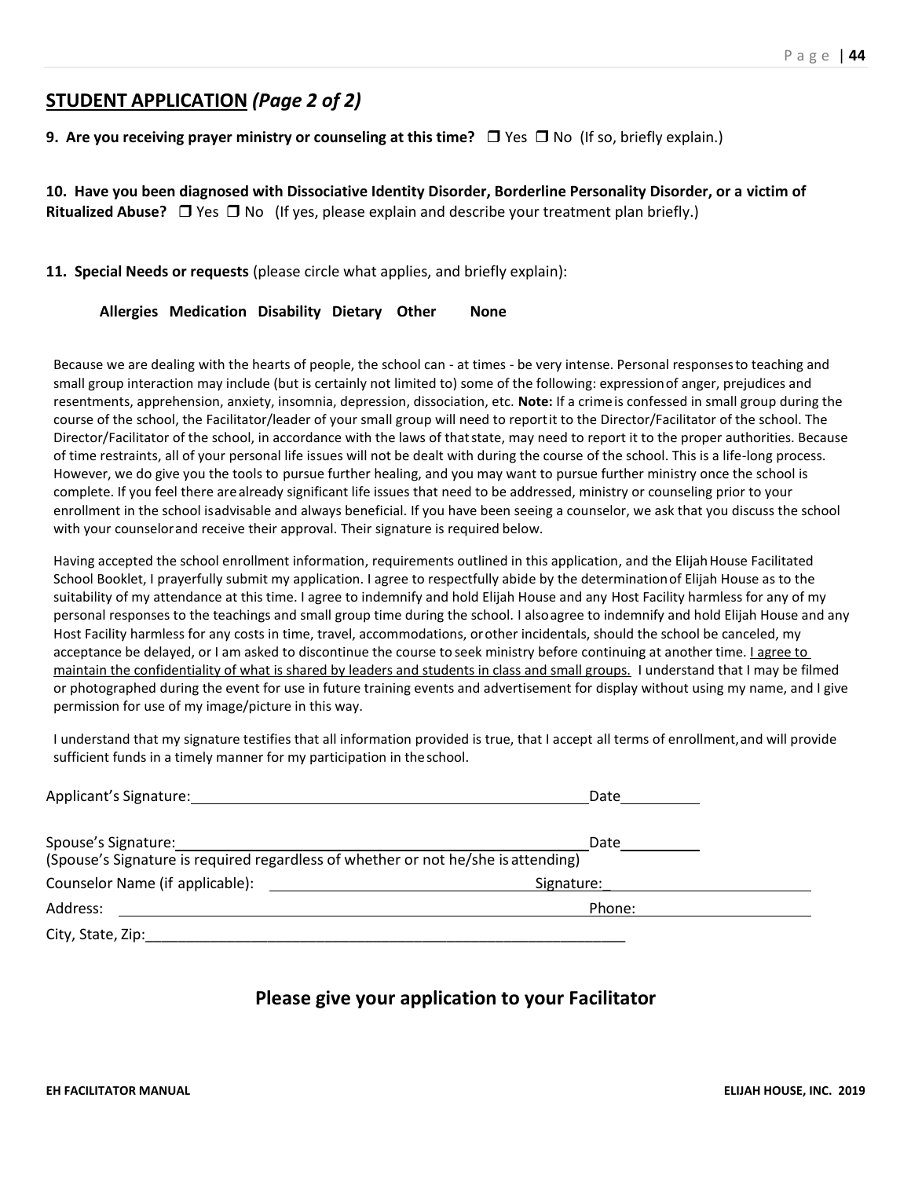## **STUDENT APPLICATION** *(Page 2 of 2)*

**9. Are you receiving prayer ministry or counseling at this time?** ❒ Yes ❒ No (If so, briefly explain.)

**10. Have you been diagnosed with Dissociative Identity Disorder, Borderline Personality Disorder, or a victim of Ritualized Abuse?** ❒ Yes ❒ No (If yes, please explain and describe your treatment plan briefly.)

**11. Special Needs or requests** (please circle what applies, and briefly explain):

**Allergies Medication Disability Dietary Other None**

Because we are dealing with the hearts of people, the school can - at times - be very intense. Personal responses to teaching and small group interaction may include (but is certainly not limited to) some of the following: expression of anger, prejudices and resentments, apprehension, anxiety, insomnia, depression, dissociation, etc. **Note:** If a crime is confessed in small group during the course of the school, the Facilitator/leader of your small group will need to report it to the Director/Facilitator of the school. The Director/Facilitator of the school, in accordance with the laws of that state, may need to report it to the proper authorities. Because of time restraints, all of your personal life issues will not be dealt with during the course of the school. This is a life-long process. However, we do give you the tools to pursue further healing, and you may want to pursue further ministry once the school is complete. If you feel there are already significant life issues that need to be addressed, ministry or counseling prior to your enrollment in the school is advisable and always beneficial. If you have been seeing a counselor, we ask that you discuss the school with your counselor and receive their approval. Their signature is required below.

Having accepted the school enrollment information, requirements outlined in this application, and the Elijah House Facilitated School Booklet, I prayerfully submit my application. I agree to respectfully abide by the determination of Elijah House as to the suitability of my attendance at this time. I agree to indemnify and hold Elijah House and any Host Facility harmless for any of my personal responses to the teachings and small group time during the school. I also agree to indemnify and hold Elijah House and any Host Facility harmless for any costs in time, travel, accommodations, or other incidentals, should the school be canceled, my acceptance be delayed, or I am asked to discontinue the course to seek ministry before continuing at another time. <u>I agree to maintain the confidentiality of what is shared by leaders and students in class and small groups.</u> I understand that I may be filmed or photographed during the event for use in future training events and advertisement for display without using my name, and I give permission for use of my image/picture in this way.

I understand that my signature testifies that all information provided is true, that I accept all terms of enrollment, and will provide sufficient funds in a timely manner for my participation in the school.

Applicant's Signature:\_\_\_\_\_\_\_\_\_\_\_\_\_\_\_\_\_\_\_\_\_\_\_\_\_\_\_\_\_\_\_\_\_\_\_\_\_\_\_\_ Date\_\_\_\_\_\_\_\_\_\_

Spouse's Signature:\_\_\_\_\_\_\_\_\_\_\_\_\_\_\_\_\_\_\_\_\_\_\_\_\_\_\_\_\_\_\_\_\_\_\_\_\_\_\_\_ Date\_\_\_\_\_\_\_\_\_\_
(Spouse's Signature is required regardless of whether or not he/she is attending)

Counselor Name (if applicable): \_\_\_\_\_\_\_\_\_\_\_\_\_\_\_\_\_\_\_\_\_\_\_\_\_\_ Signature:\_\_\_\_\_\_\_\_\_\_\_\_\_\_\_\_\_\_\_\_

Address: \_\_\_\_\_\_\_\_\_\_\_\_\_\_\_\_\_\_\_\_\_\_\_\_\_\_\_\_\_\_\_\_\_\_\_\_\_\_\_\_\_\_\_\_\_\_\_\_ Phone:\_\_\_\_\_\_\_\_\_\_\_\_\_\_\_\_\_\_\_\_

City, State, Zip:\_\_\_\_\_\_\_\_\_\_\_\_\_\_\_\_\_\_\_\_\_\_\_\_\_\_\_\_\_\_\_\_\_\_\_\_\_\_\_\_\_\_\_\_\_\_\_\_\_\_\_\_\_\_\_\_\_\_\_\_

### **Please give your application to your Facilitator**